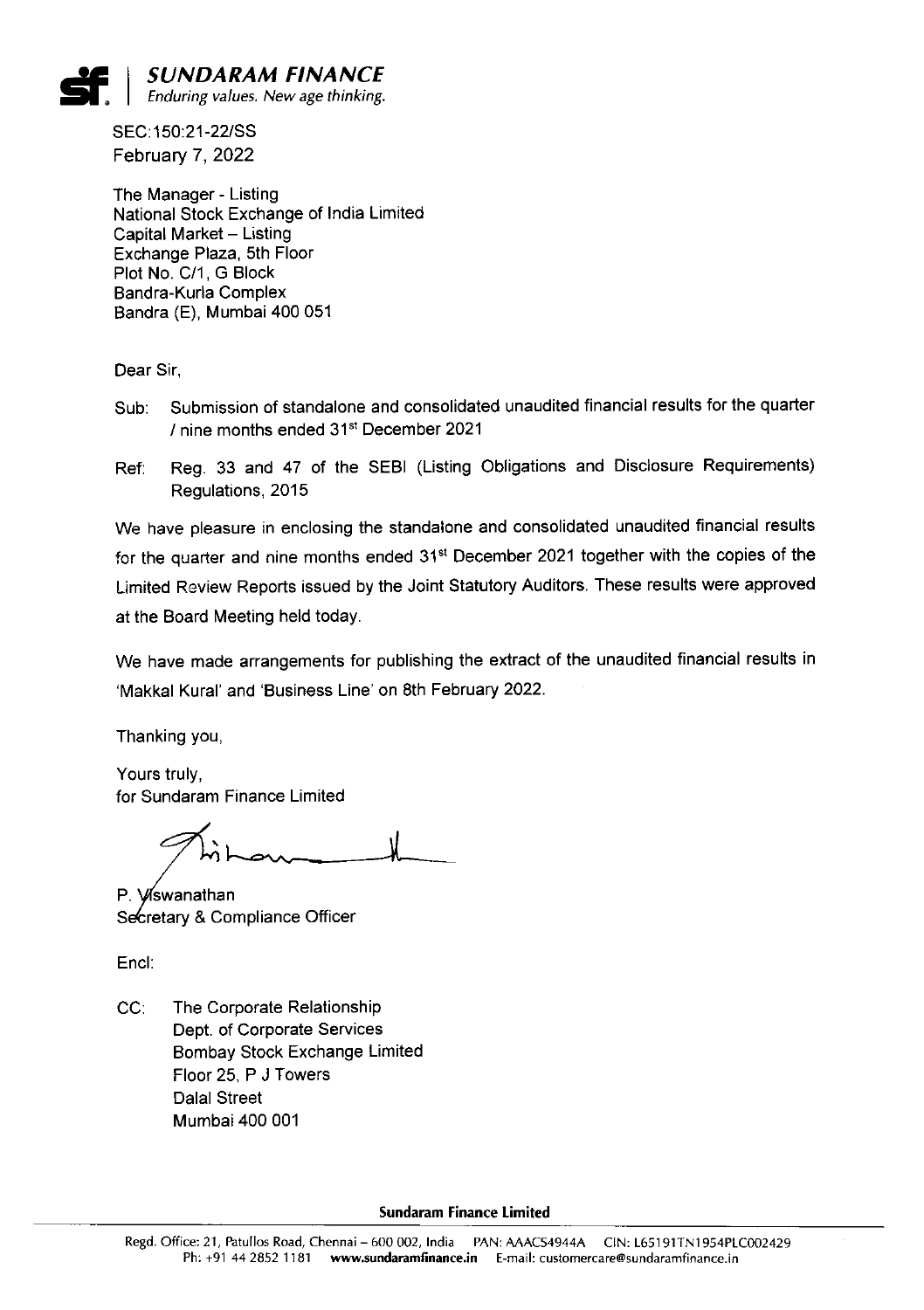**SUNDARAM FINANCE**
*Enduring values. New age thinking.*

SEC:150:21-22/SS
February 7, 2022

The Manager - Listing
National Stock Exchange of India Limited
Capital Market – Listing
Exchange Plaza, 5th Floor
Plot No. C/1, G Block
Bandra-Kurla Complex
Bandra (E), Mumbai 400 051

Dear Sir,

Sub: Submission of standalone and consolidated unaudited financial results for the quarter / nine months ended 31st December 2021

Ref: Reg. 33 and 47 of the SEBI (Listing Obligations and Disclosure Requirements) Regulations, 2015

We have pleasure in enclosing the standalone and consolidated unaudited financial results for the quarter and nine months ended 31st December 2021 together with the copies of the Limited Review Reports issued by the Joint Statutory Auditors. These results were approved at the Board Meeting held today.

We have made arrangements for publishing the extract of the unaudited financial results in 'Makkal Kural' and 'Business Line' on 8th February 2022.

Thanking you,

Yours truly,
for Sundaram Finance Limited

P. Viswanathan
Secretary & Compliance Officer

Encl:

CC: The Corporate Relationship
Dept. of Corporate Services
Bombay Stock Exchange Limited
Floor 25, P J Towers
Dalal Street
Mumbai 400 001

**Sundaram Finance Limited**

Regd. Office: 21, Patullos Road, Chennai – 600 002, India PAN: AAACS4944A CIN: L65191TN1954PLC002429
Ph: +91 44 2852 1181 **www.sundaramfinance.in** E-mail: customercare@sundaramfinance.in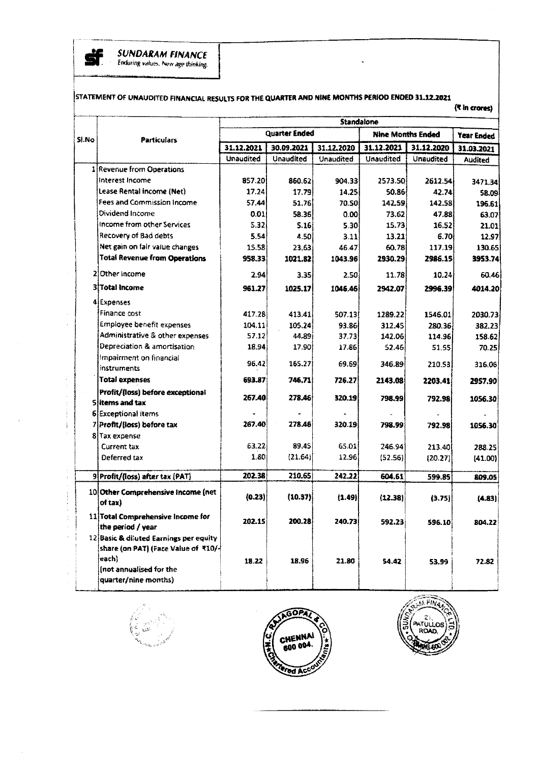**SUNDARAM FINANCE**
*Enduring values. New age thinking.*

STATEMENT OF UNAUDITED FINANCIAL RESULTS FOR THE QUARTER AND NINE MONTHS PERIOD ENDED 31.12.2021

(₹ in crores)

| Sl.No | Particulars | Standalone | | | | | |
|---|---|---|---|---|---|---|---|
| | | Quarter Ended | | | Nine Months Ended | | Year Ended |
| | | 31.12.2021 | 30.09.2021 | 31.12.2020 | 31.12.2021 | 31.12.2020 | 31.03.2021 |
| | | Unaudited | Unaudited | Unaudited | Unaudited | Unaudited | Audited |
| 1 | Revenue from Operations | | | | | | |
| | Interest Income | 857.20 | 860.62 | 904.33 | 2573.50 | 2612.54 | 3471.34 |
| | Lease Rental Income (Net) | 17.24 | 17.79 | 14.25 | 50.86 | 42.74 | 58.09 |
| | Fees and Commission Income | 57.44 | 51.76 | 70.50 | 142.59 | 142.58 | 196.61 |
| | Dividend Income | 0.01 | 58.36 | 0.00 | 73.62 | 47.88 | 63.07 |
| | Income from other Services | 5.32 | 5.16 | 5.30 | 15.73 | 16.52 | 21.01 |
| | Recovery of Bad debts | 5.54 | 4.50 | 3.11 | 13.21 | 6.70 | 12.97 |
| | Net gain on fair value changes | 15.58 | 23.63 | 46.47 | 60.78 | 117.19 | 130.65 |
| | **Total Revenue from Operations** | **958.33** | **1021.82** | **1043.96** | **2930.29** | **2986.15** | **3953.74** |
| 2 | Other Income | 2.94 | 3.35 | 2.50 | 11.78 | 10.24 | 60.46 |
| 3 | **Total Income** | **961.27** | **1025.17** | **1046.46** | **2942.07** | **2996.39** | **4014.20** |
| 4 | Expenses | | | | | | |
| | Finance cost | 417.28 | 413.41 | 507.13 | 1289.22 | 1546.01 | 2030.73 |
| | Employee benefit expenses | 104.11 | 105.24 | 93.86 | 312.45 | 280.36 | 382.23 |
| | Administrative & other expenses | 57.12 | 44.89 | 37.73 | 142.06 | 114.96 | 158.62 |
| | Depreciation & amortisation | 18.94 | 17.90 | 17.86 | 52.46 | 51.55 | 70.25 |
| | Impairment on financial instruments | 96.42 | 165.27 | 69.69 | 346.89 | 210.53 | 316.06 |
| | **Total expenses** | **693.87** | **746.71** | **726.27** | **2143.08** | **2203.41** | **2957.90** |
| 5 | **Profit/(loss) before exceptional items and tax** | **267.40** | **278.46** | **320.19** | **798.99** | **792.98** | **1056.30** |
| 6 | Exceptional items | - | - | - | - | - | - |
| 7 | **Profit/(loss) before tax** | **267.40** | **278.46** | **320.19** | **798.99** | **792.98** | **1056.30** |
| 8 | Tax expense | | | | | | |
| | Current tax | 63.22 | 89.45 | 65.01 | 246.94 | 213.40 | 288.25 |
| | Deferred tax | 1.80 | (21.64) | 12.96 | (52.56) | (20.27) | (41.00) |
| 9 | **Profit/(loss) after tax (PAT)** | **202.38** | **210.65** | **242.22** | **604.61** | **599.85** | **809.05** |
| 10 | **Other Comprehensive Income (net of tax)** | **(0.23)** | **(10.37)** | **(1.49)** | **(12.38)** | **(3.75)** | **(4.83)** |
| 11 | **Total Comprehensive Income for the period / year** | **202.15** | **200.28** | **240.73** | **592.23** | **596.10** | **804.22** |
| 12 | **Basic & diluted Earnings per equity share (on PAT) (Face Value of ₹10/- each)** (not annualised for the quarter/nine months) | 18.22 | 18.96 | 21.80 | 54.42 | 53.99 | 72.82 |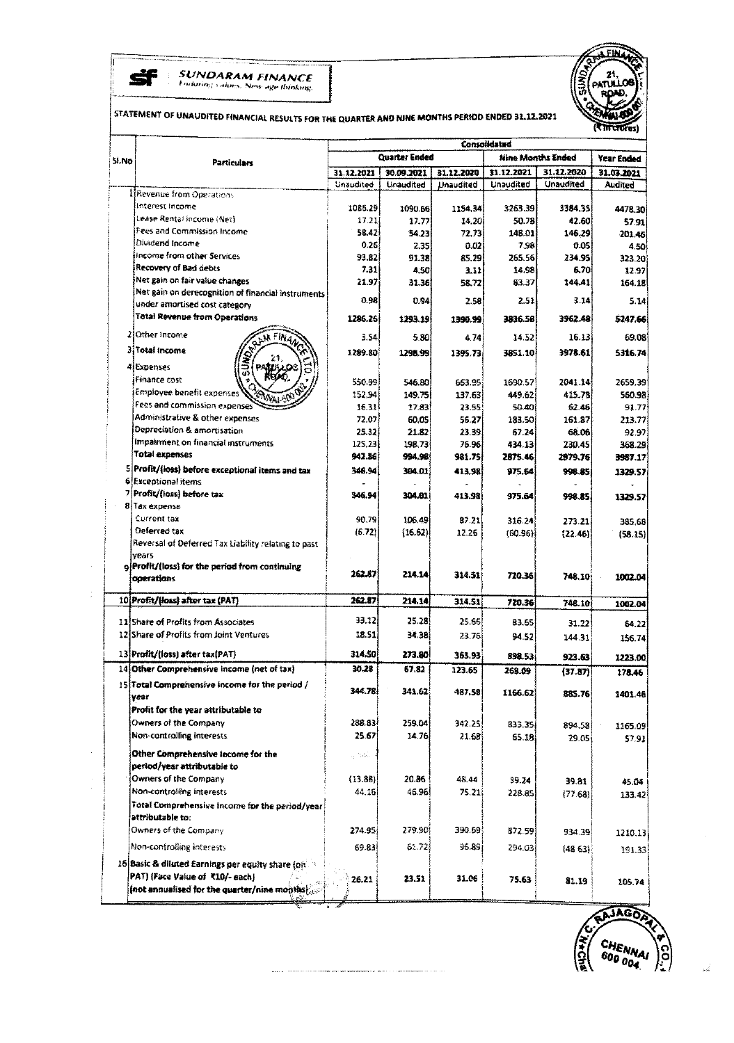**SUNDARAM FINANCE**
Enduring values. New age thinking.

## STATEMENT OF UNAUDITED FINANCIAL RESULTS FOR THE QUARTER AND NINE MONTHS PERIOD ENDED 31.12.2021

(₹ in crores)

| Sl.No | Particulars | Consolidated | | | | | |
|---|---|---|---|---|---|---|---|
| | | Quarter Ended | | | Nine Months Ended | | Year Ended |
| | | 31.12.2021 | 30.09.2021 | 31.12.2020 | 31.12.2021 | 31.12.2020 | 31.03.2021 |
| | | Unaudited | Unaudited | Unaudited | Unaudited | Unaudited | Audited |
| 1 | Revenue from Operations | | | | | | |
| | Interest Income | 1085.29 | 1090.66 | 1154.34 | 3263.39 | 3384.35 | 4478.30 |
| | Lease Rental income (Net) | 17.21 | 17.77 | 14.20 | 50.78 | 42.60 | 57.91 |
| | Fees and Commission Income | 58.42 | 54.23 | 72.73 | 148.01 | 146.29 | 201.46 |
| | Dividend Income | 0.26 | 2.35 | 0.02 | 7.98 | 0.05 | 4.50 |
| | Income from other Services | 93.82 | 91.38 | 85.29 | 265.56 | 234.95 | 323.20 |
| | Recovery of Bad debts | 7.31 | 4.50 | 3.11 | 14.98 | 6.70 | 12.97 |
| | Net gain on fair value changes | 21.97 | 31.36 | 58.72 | 83.37 | 144.41 | 164.18 |
| | Net gain on derecognition of financial instruments under amortised cost category | 0.98 | 0.94 | 2.58 | 2.51 | 3.14 | 5.14 |
| | **Total Revenue from Operations** | 1286.26 | 1293.19 | 1390.99 | 3836.58 | 3962.48 | 5247.66 |
| 2 | Other Income | 3.54 | 5.80 | 4.74 | 14.52 | 16.13 | 69.08 |
| 3 | **Total Income** | 1289.80 | 1298.99 | 1395.73 | 3851.10 | 3978.61 | 5316.74 |
| 4 | Expenses | | | | | | |
| | Finance cost | 550.99 | 546.80 | 663.95 | 1690.57 | 2041.14 | 2659.39 |
| | Employee benefit expenses | 152.94 | 149.75 | 137.63 | 449.62 | 415.75 | 560.98 |
| | Fees and commission expenses | 16.31 | 17.83 | 23.55 | 50.40 | 62.46 | 91.77 |
| | Administrative & other expenses | 72.07 | 60.05 | 56.27 | 183.50 | 161.87 | 213.77 |
| | Depreciation & amortisation | 25.32 | 21.82 | 23.39 | 67.24 | 68.06 | 92.97 |
| | Impairment on financial instruments | 125.23 | 198.73 | 76.96 | 434.13 | 230.45 | 368.29 |
| | **Total expenses** | 942.86 | 994.98 | 981.75 | 2875.46 | 2979.76 | 3987.17 |
| 5 | **Profit/(loss) before exceptional items and tax** | 346.94 | 304.01 | 413.98 | 975.64 | 998.85 | 1329.57 |
| 6 | Exceptional items | - | - | - | - | - | - |
| 7 | **Profit/(loss) before tax** | 346.94 | 304.01 | 413.98 | 975.64 | 998.85 | 1329.57 |
| 8 | Tax expense | | | | | | |
| | Current tax | 90.79 | 106.49 | 87.21 | 316.24 | 273.21 | 385.68 |
| | Deferred tax | (6.72) | (16.62) | 12.26 | (60.96) | (22.46) | (58.15) |
| | Reversal of Deferred Tax Liability relating to past years | | | | | | |
| 9 | **Profit/(loss) for the period from continuing operations** | 262.87 | 214.14 | 314.51 | 720.36 | 748.10 | 1002.04 |
| 10 | **Profit/(loss) after tax (PAT)** | 262.87 | 214.14 | 314.51 | 720.36 | 748.10 | 1002.04 |
| 11 | Share of Profits from Associates | 33.12 | 25.28 | 25.66 | 83.65 | 31.22 | 64.22 |
| 12 | Share of Profits from Joint Ventures | 18.51 | 34.38 | 23.76 | 94.52 | 144.31 | 156.74 |
| 13 | **Profit/(loss) after tax(PAT)** | 314.50 | 273.80 | 363.93 | 898.53 | 923.63 | 1223.00 |
| 14 | **Other Comprehensive income (net of tax)** | 30.28 | 67.82 | 123.65 | 268.09 | (37.87) | 178.46 |
| 15 | **Total Comprehensive income for the period / year** | 344.78 | 341.62 | 487.58 | 1166.62 | 885.76 | 1401.46 |
| | **Profit for the year attributable to** | | | | | | |
| | Owners of the Company | 288.83 | 259.04 | 342.25 | 833.35 | 894.58 | 1165.09 |
| | Non-controlling interests | 25.67 | 14.76 | 21.68 | 65.18 | 29.05 | 57.91 |
| | **Other Comprehensive Income for the period/year attributable to** | | | | | | |
| | Owners of the Company | (13.88) | 20.86 | 48.44 | 39.24 | 39.81 | 45.04 |
| | Non-controlling interests | 44.16 | 46.96 | 75.21 | 228.85 | (77.68) | 133.42 |
| | **Total Comprehensive Income for the period/year attributable to:** | | | | | | |
| | Owners of the Company | 274.95 | 279.90 | 390.69 | 872.59 | 934.39 | 1210.13 |
| | Non-controlling interests | 69.83 | 61.72 | 96.89 | 294.03 | (48.63) | 191.33 |
| 16 | **Basic & diluted Earnings per equity share (on PAT) (Face Value of ₹10/- each) (not annualised for the quarter/nine months)** | 26.21 | 23.51 | 31.06 | 75.63 | 81.19 | 105.74 |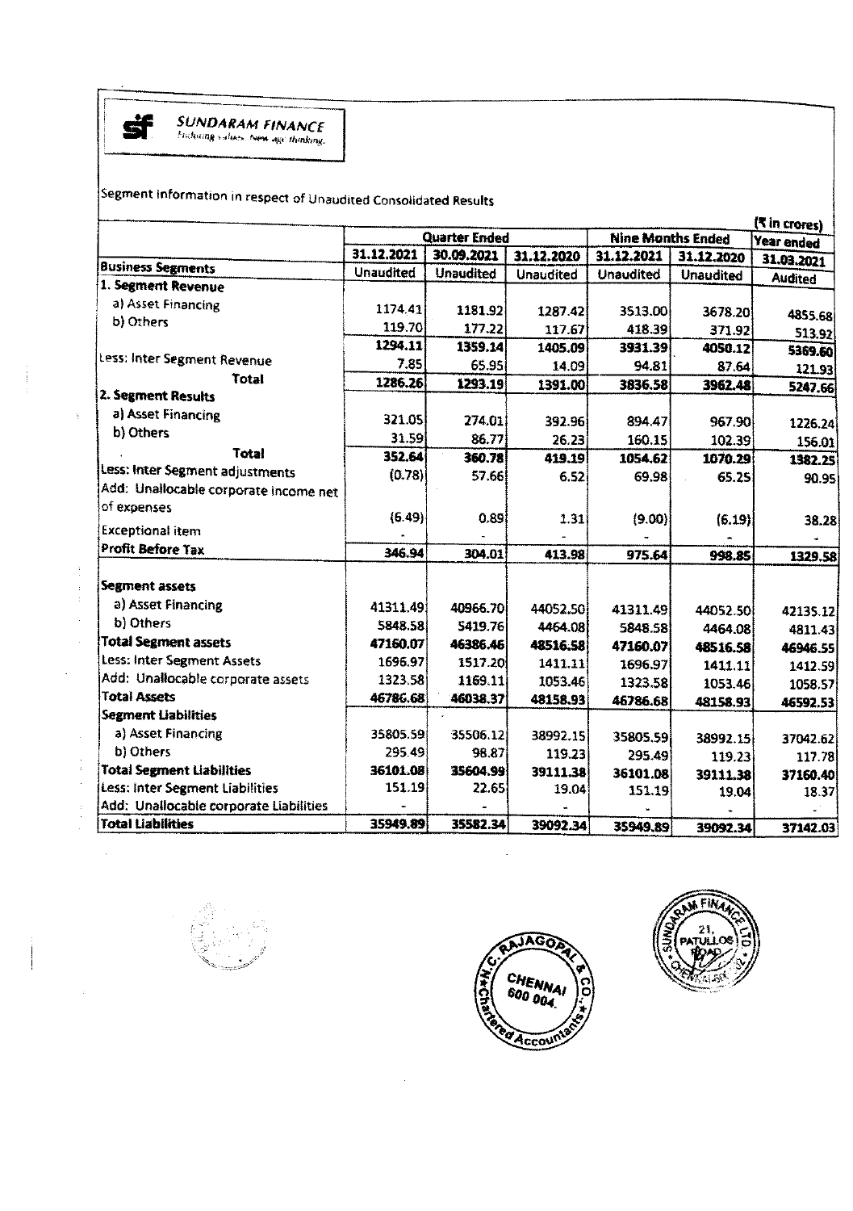SUNDARAM FINANCE
Enduring values. New age thinking.

Segment information in respect of Unaudited Consolidated Results

(₹ in crores)

| | Quarter Ended | | | Nine Months Ended | | Year ended |
|---|---|---|---|---|---|---|
| | 31.12.2021 | 30.09.2021 | 31.12.2020 | 31.12.2021 | 31.12.2020 | 31.03.2021 |
| **Business Segments** | Unaudited | Unaudited | Unaudited | Unaudited | Unaudited | Audited |
| **1. Segment Revenue** | | | | | | |
| a) Asset Financing | 1174.41 | 1181.92 | 1287.42 | 3513.00 | 3678.20 | 4855.68 |
| b) Others | 119.70 | 177.22 | 117.67 | 418.39 | 371.92 | 513.92 |
| | **1294.11** | **1359.14** | **1405.09** | **3931.39** | **4050.12** | **5369.60** |
| Less: Inter Segment Revenue | 7.85 | 65.95 | 14.09 | 94.81 | 87.64 | 121.93 |
| **Total** | **1286.26** | **1293.19** | **1391.00** | **3836.58** | **3962.48** | **5247.66** |
| **2. Segment Results** | | | | | | |
| a) Asset Financing | 321.05 | 274.01 | 392.96 | 894.47 | 967.90 | 1226.24 |
| b) Others | 31.59 | 86.77 | 26.23 | 160.15 | 102.39 | 156.01 |
| **Total** | **352.64** | **360.78** | **419.19** | **1054.62** | **1070.29** | **1382.25** |
| Less: Inter Segment adjustments | (0.78) | 57.66 | 6.52 | 69.98 | 65.25 | 90.95 |
| Add: Unallocable corporate income net of expenses | (6.49) | 0.89 | 1.31 | (9.00) | (6.19) | 38.28 |
| Exceptional item | - | - | - | - | - | - |
| **Profit Before Tax** | **346.94** | **304.01** | **413.98** | **975.64** | **998.85** | **1329.58** |
| **Segment assets** | | | | | | |
| a) Asset Financing | 41311.49 | 40966.70 | 44052.50 | 41311.49 | 44052.50 | 42135.12 |
| b) Others | 5848.58 | 5419.76 | 4464.08 | 5848.58 | 4464.08 | 4811.43 |
| **Total Segment assets** | **47160.07** | **46386.46** | **48516.58** | **47160.07** | **48516.58** | **46946.55** |
| Less: Inter Segment Assets | 1696.97 | 1517.20 | 1411.11 | 1696.97 | 1411.11 | 1412.59 |
| Add: Unallocable corporate assets | 1323.58 | 1169.11 | 1053.46 | 1323.58 | 1053.46 | 1058.57 |
| **Total Assets** | **46786.68** | **46038.37** | **48158.93** | **46786.68** | **48158.93** | **46592.53** |
| **Segment Liabilities** | | | | | | |
| a) Asset Financing | 35805.59 | 35506.12 | 38992.15 | 35805.59 | 38992.15 | 37042.62 |
| b) Others | 295.49 | 98.87 | 119.23 | 295.49 | 119.23 | 117.78 |
| **Total Segment Liabilities** | **36101.08** | **35604.99** | **39111.38** | **36101.08** | **39111.38** | **37160.40** |
| Less: Inter Segment Liabilities | 151.19 | 22.65 | 19.04 | 151.19 | 19.04 | 18.37 |
| Add: Unallocable corporate Liabilities | - | - | - | - | - | - |
| **Total Liabilities** | **35949.89** | **35582.34** | **39092.34** | **35949.89** | **39092.34** | **37142.03** |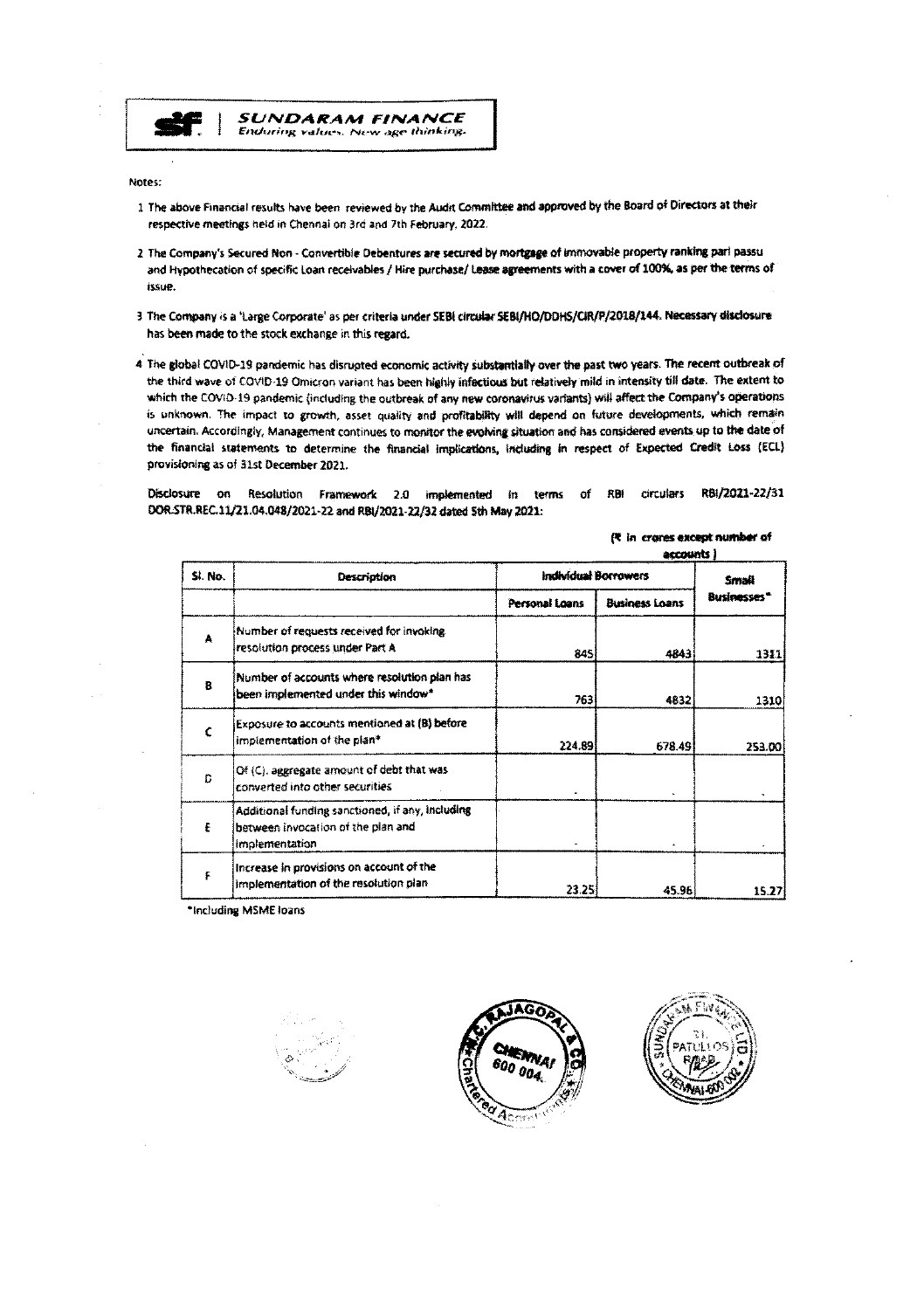**SUNDARAM FINANCE**
*Enduring values. New age thinking.*

Notes:

1. The above Financial results have been reviewed by the Audit Committee and approved by the Board of Directors at their respective meetings held in Chennai on 3rd and 7th February, 2022.

2. The Company's Secured Non - Convertible Debentures are secured by mortgage of immovable property ranking pari passu and Hypothecation of specific Loan receivables / Hire purchase/ Lease agreements with a cover of 100%, as per the terms of issue.

3. The Company is a 'Large Corporate' as per criteria under SEBI circular SEBI/HO/DDHS/CIR/P/2018/144. Necessary disclosure has been made to the stock exchange in this regard.

4. The global COVID-19 pandemic has disrupted economic activity substantially over the past two years. The recent outbreak of the third wave of COVID-19 Omicron variant has been highly infectious but relatively mild in intensity till date. The extent to which the COVID-19 pandemic (including the outbreak of any new coronavirus variants) will affect the Company's operations is unknown. The impact to growth, asset quality and profitability will depend on future developments, which remain uncertain. Accordingly, Management continues to monitor the evolving situation and has considered events up to the date of the financial statements to determine the financial implications, including in respect of Expected Credit Loss (ECL) provisioning as of 31st December 2021.

Disclosure on Resolution Framework 2.0 implemented in terms of RBI circulars RBI/2021-22/31 DOR.STR.REC.11/21.04.048/2021-22 and RBI/2021-22/32 dated 5th May 2021:

(₹ in crores except number of accounts)

| Sl. No. | Description | Individual Borrowers | | Small Businesses* |
|---|---|---|---|---|
| | | Personal Loans | Business Loans | |
| A | Number of requests received for invoking resolution process under Part A | 845 | 4843 | 1311 |
| B | Number of accounts where resolution plan has been implemented under this window* | 763 | 4832 | 1310 |
| C | Exposure to accounts mentioned at (B) before implementation of the plan* | 224.89 | 678.49 | 253.00 |
| D | Of (C), aggregate amount of debt that was converted into other securities | - | - | - |
| E | Additional funding sanctioned, if any, including between invocation of the plan and implementation | - | - | - |
| F | Increase in provisions on account of the implementation of the resolution plan | 23.25 | 45.96 | 15.27 |

*Including MSME loans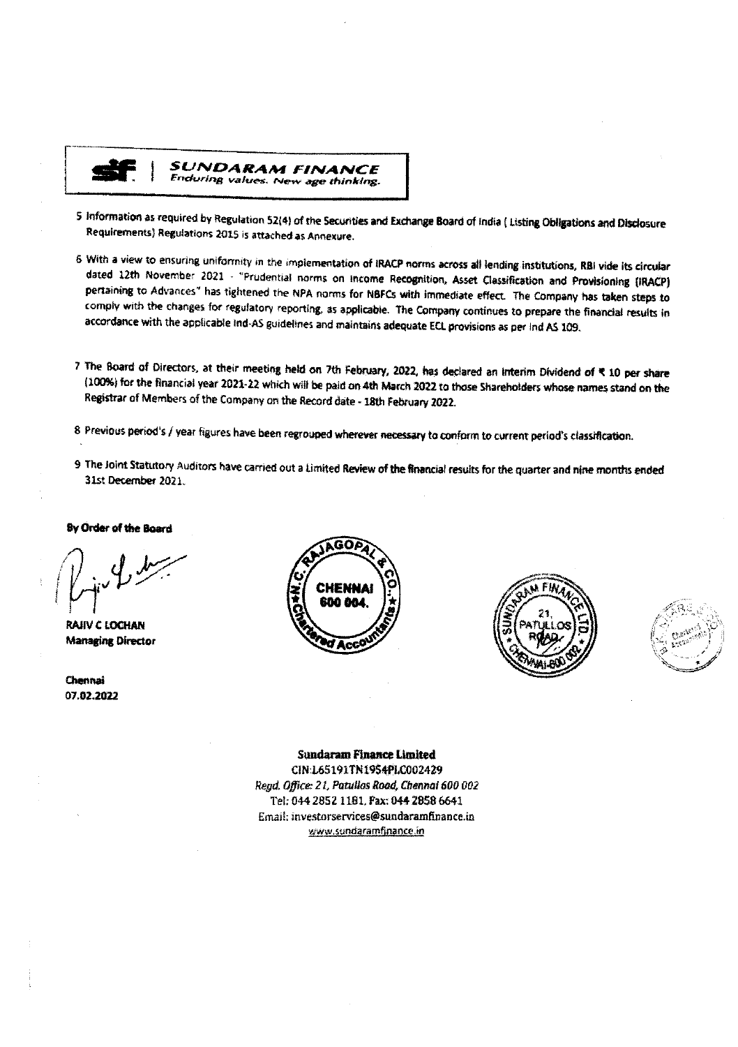**SUNDARAM FINANCE**
*Enduring values. New age thinking.*

5 Information as required by Regulation 52(4) of the Securities and Exchange Board of India ( Listing Obligations and Disclosure Requirements) Regulations 2015 is attached as Annexure.

6 With a view to ensuring uniformity in the implementation of IRACP norms across all lending institutions, RBI vide its circular dated 12th November 2021 - "Prudential norms on Income Recognition, Asset Classification and Provisioning (IRACP) pertaining to Advances" has tightened the NPA norms for NBFCs with immediate effect. The Company has taken steps to comply with the changes for regulatory reporting, as applicable. The Company continues to prepare the financial results in accordance with the applicable Ind-AS guidelines and maintains adequate ECL provisions as per Ind AS 109.

7 The Board of Directors, at their meeting held on 7th February, 2022, has declared an Interim Dividend of ₹ 10 per share (100%) for the financial year 2021-22 which will be paid on 4th March 2022 to those Shareholders whose names stand on the Registrar of Members of the Company on the Record date - 18th February 2022.

8 Previous period's / year figures have been regrouped wherever necessary to conform to current period's classification.

9 The Joint Statutory Auditors have carried out a Limited Review of the financial results for the quarter and nine months ended 31st December 2021.

**By Order of the Board**

**RAJIV C LOCHAN**
**Managing Director**

**Chennai**
**07.02.2022**

**Sundaram Finance Limited**
CIN:L65191TN1954PLC002429
*Regd. Office: 21, Patullos Road, Chennai 600 002*
Tel: 044 2852 1181, Fax: 044 2858 6641
Email: investorservices@sundaramfinance.in
www.sundaramfinance.in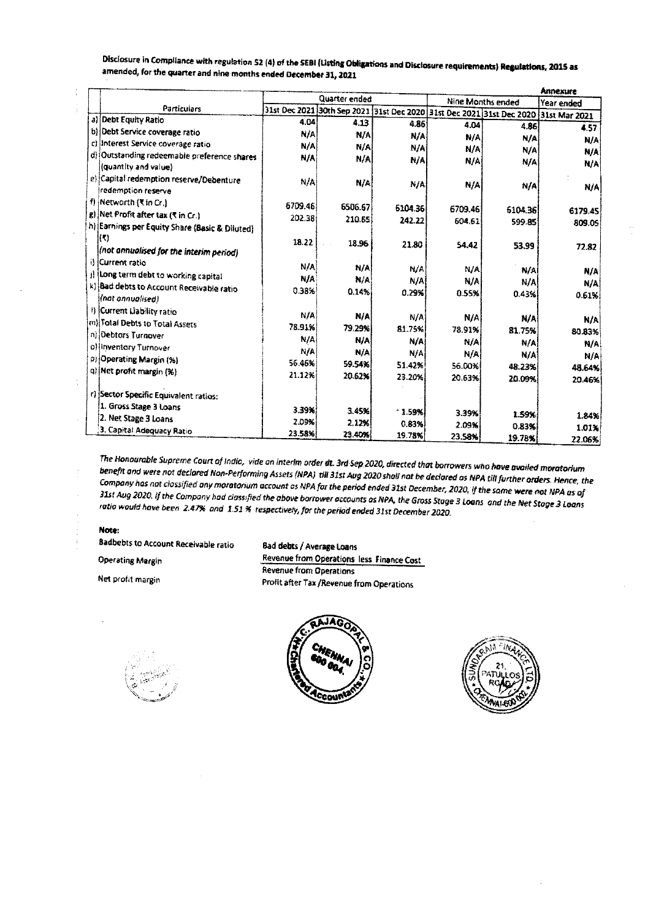Disclosure in Compliance with regulation 52 (4) of the SEBI (Listing Obligations and Disclosure requirements) Regulations, 2015 as amended, for the quarter and nine months ended December 31, 2021

**Annexure**

| | Particulars | Quarter ended | | | Nine Months ended | | Year ended |
|---|---|---|---|---|---|---|---|
| | | 31st Dec 2021 | 30th Sep 2021 | 31st Dec 2020 | 31st Dec 2021 | 31st Dec 2020 | 31st Mar 2021 |
| a) | Debt Equity Ratio | 4.04 | 4.13 | 4.86 | 4.04 | 4.86 | 4.57 |
| b) | Debt Service coverage ratio | N/A | N/A | N/A | N/A | N/A | N/A |
| c) | Interest Service coverage ratio | N/A | N/A | N/A | N/A | N/A | N/A |
| d) | Outstanding redeemable preference shares (quantity and value) | N/A | N/A | N/A | N/A | N/A | N/A |
| e) | Capital redemption reserve/Debenture redemption reserve | N/A | N/A | N/A | N/A | N/A | N/A |
| f) | Networth (₹ in Cr.) | 6709.46 | 6506.67 | 6104.36 | 6709.46 | 6104.36 | 6179.45 |
| g) | Net Profit after tax (₹ in Cr.) | 202.38 | 210.65 | 242.22 | 604.61 | 599.85 | 809.05 |
| h) | Earnings per Equity Share (Basic & Diluted) (₹) *(not annualised for the interim period)* | 18.22 | 18.96 | 21.80 | 54.42 | 53.99 | 72.82 |
| i) | Current ratio | N/A | N/A | N/A | N/A | N/A | N/A |
| j) | Long term debt to working capital | N/A | N/A | N/A | N/A | N/A | N/A |
| k) | Bad debts to Account Receivable ratio *(not annualised)* | 0.38% | 0.14% | 0.29% | 0.55% | 0.43% | 0.61% |
| l) | Current Liability ratio | N/A | N/A | N/A | N/A | N/A | N/A |
| m) | Total Debts to Total Assets | 78.91% | 79.29% | 81.75% | 78.91% | 81.75% | 80.83% |
| n) | Debtors Turnover | N/A | N/A | N/A | N/A | N/A | N/A |
| o) | Inventory Turnover | N/A | N/A | N/A | N/A | N/A | N/A |
| p) | Operating Margin (%) | 56.46% | 59.54% | 51.42% | 56.00% | 48.23% | 48.64% |
| q) | Net profit margin (%) | 21.12% | 20.62% | 23.20% | 20.63% | 20.09% | 20.46% |
| r) | Sector Specific Equivalent ratios: | | | | | | |
| | 1. Gross Stage 3 Loans | 3.39% | 3.45% | * 1.59% | 3.39% | 1.59% | 1.84% |
| | 2. Net Stage 3 Loans | 2.09% | 2.12% | 0.83% | 2.09% | 0.83% | 1.01% |
| | 3. Capital Adequacy Ratio | 23.58% | 23.40% | 19.78% | 23.58% | 19.78% | 22.06% |

*The Honourable Supreme Court of India, vide an interim order dt. 3rd Sep 2020, directed that borrowers who have availed moratorium benefit and were not declared Non-Performing Assets (NPA) till 31st Aug 2020 shall not be declared as NPA till further orders. Hence, the Company has not classified any moratorium account as NPA for the period ended 31st December, 2020, if the same were not NPA as of 31st Aug 2020. If the Company had classified the above borrower accounts as NPA, the Gross Stage 3 Loans and the Net Stage 3 Loans ratio would have been 2.47% and 1.51 % respectively, for the period ended 31st December 2020.*

**Note:**

| | |
|---|---|
| Badbebts to Account Receivable ratio | Bad debts / Average Loans |
| Operating Margin | Revenue from Operations less Finance Cost / Revenue from Operations |
| Net profit margin | Profit after Tax /Revenue from Operations |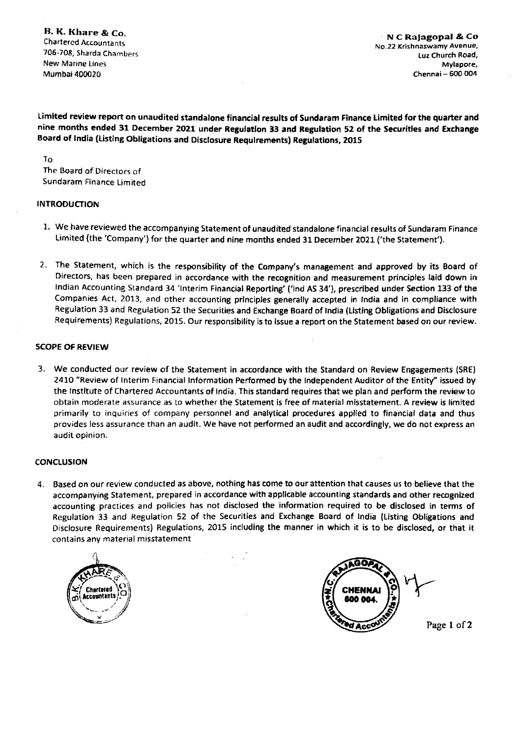**B. K. Khare & Co.**
Chartered Accountants
706-708, Sharda Chambers
New Marine Lines
Mumbai 400020

**N C Rajagopal & Co**
No.22 Krishnaswamy Avenue,
Luz Church Road,
Mylapore,
Chennai – 600 004

**Limited review report on unaudited standalone financial results of Sundaram Finance Limited for the quarter and nine months ended 31 December 2021 under Regulation 33 and Regulation 52 of the Securities and Exchange Board of India (Listing Obligations and Disclosure Requirements) Regulations, 2015**

To
The Board of Directors of
Sundaram Finance Limited

**INTRODUCTION**

1. We have reviewed the accompanying Statement of unaudited standalone financial results of Sundaram Finance Limited (the 'Company') for the quarter and nine months ended 31 December 2021 ('the Statement').

2. The Statement, which is the responsibility of the Company's management and approved by its Board of Directors, has been prepared in accordance with the recognition and measurement principles laid down in Indian Accounting Standard 34 'Interim Financial Reporting' ('Ind AS 34'), prescribed under Section 133 of the Companies Act, 2013, and other accounting principles generally accepted in India and in compliance with Regulation 33 and Regulation 52 the Securities and Exchange Board of India (Listing Obligations and Disclosure Requirements) Regulations, 2015. Our responsibility is to issue a report on the Statement based on our review.

**SCOPE OF REVIEW**

3. We conducted our review of the Statement in accordance with the Standard on Review Engagements (SRE) 2410 "Review of Interim Financial Information Performed by the Independent Auditor of the Entity" issued by the Institute of Chartered Accountants of India. This standard requires that we plan and perform the review to obtain moderate assurance as to whether the Statement is free of material misstatement. A review is limited primarily to inquiries of company personnel and analytical procedures applied to financial data and thus provides less assurance than an audit. We have not performed an audit and accordingly, we do not express an audit opinion.

**CONCLUSION**

4. Based on our review conducted as above, nothing has come to our attention that causes us to believe that the accompanying Statement, prepared in accordance with applicable accounting standards and other recognized accounting practices and policies has not disclosed the information required to be disclosed in terms of Regulation 33 and Regulation 52 of the Securities and Exchange Board of India (Listing Obligations and Disclosure Requirements) Regulations, 2015 including the manner in which it is to be disclosed, or that it contains any material misstatement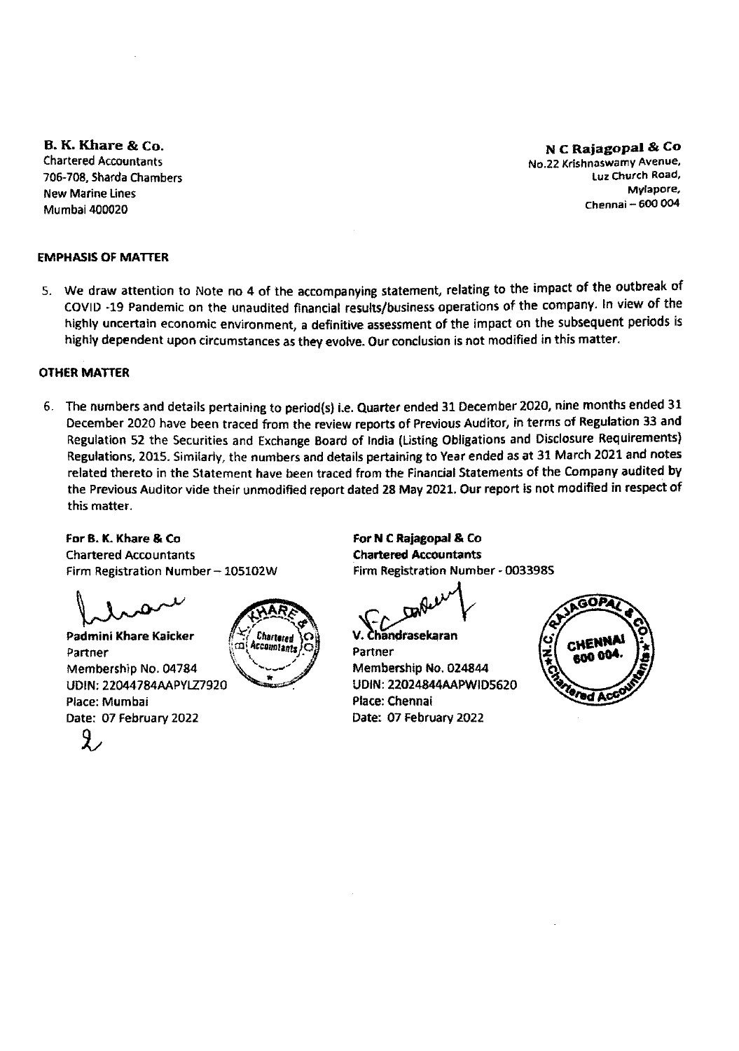**B. K. Khare & Co.**
Chartered Accountants
706-708, Sharda Chambers
New Marine Lines
Mumbai 400020

**N C Rajagopal & Co**
No.22 Krishnaswamy Avenue,
Luz Church Road,
Mylapore,
Chennai – 600 004

**EMPHASIS OF MATTER**

5. We draw attention to Note no 4 of the accompanying statement, relating to the impact of the outbreak of COVID -19 Pandemic on the unaudited financial results/business operations of the company. In view of the highly uncertain economic environment, a definitive assessment of the impact on the subsequent periods is highly dependent upon circumstances as they evolve. Our conclusion is not modified in this matter.

**OTHER MATTER**

6. The numbers and details pertaining to period(s) i.e. Quarter ended 31 December 2020, nine months ended 31 December 2020 have been traced from the review reports of Previous Auditor, in terms of Regulation 33 and Regulation 52 the Securities and Exchange Board of India (Listing Obligations and Disclosure Requirements) Regulations, 2015. Similarly, the numbers and details pertaining to Year ended as at 31 March 2021 and notes related thereto in the Statement have been traced from the Financial Statements of the Company audited by the Previous Auditor vide their unmodified report dated 28 May 2021. Our report is not modified in respect of this matter.

**For B. K. Khare & Co**
Chartered Accountants
Firm Registration Number – 105102W

**Padmini Khare Kaicker**
Partner
Membership No. 04784
UDIN: 22044784AAPYLZ7920
Place: Mumbai
Date: 07 February 2022

**For N C Rajagopal & Co**
**Chartered Accountants**
Firm Registration Number - 003398S

**V. Chandrasekaran**
Partner
Membership No. 024844
UDIN: 22024844AAPWID5620
Place: Chennai
Date: 07 February 2022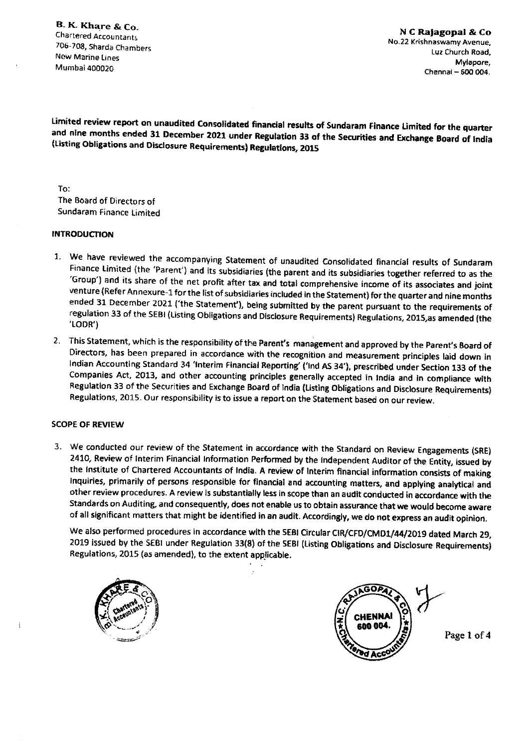**B. K. Khare & Co.**
Chartered Accountants
706-708, Sharda Chambers
New Marine Lines
Mumbai 400020

**N C Rajagopal & Co**
No.22 Krishnaswamy Avenue,
Luz Church Road,
Mylapore,
Chennai – 600 004.

**Limited review report on unaudited Consolidated financial results of Sundaram Finance Limited for the quarter and nine months ended 31 December 2021 under Regulation 33 of the Securities and Exchange Board of India (Listing Obligations and Disclosure Requirements) Regulations, 2015**

To:
The Board of Directors of
Sundaram Finance Limited

**INTRODUCTION**

1. We have reviewed the accompanying Statement of unaudited Consolidated financial results of Sundaram Finance Limited (the 'Parent') and its subsidiaries (the parent and its subsidiaries together referred to as the 'Group') and its share of the net profit after tax and total comprehensive income of its associates and joint venture (Refer Annexure-1 for the list of subsidiaries included in the Statement) for the quarter and nine months ended 31 December 2021 ('the Statement'), being submitted by the parent pursuant to the requirements of regulation 33 of the SEBI (Listing Obligations and Disclosure Requirements) Regulations, 2015,as amended (the 'LODR')

2. This Statement, which is the responsibility of the Parent's management and approved by the Parent's Board of Directors, has been prepared in accordance with the recognition and measurement principles laid down in Indian Accounting Standard 34 'Interim Financial Reporting' ('Ind AS 34'), prescribed under Section 133 of the Companies Act, 2013, and other accounting principles generally accepted in India and in compliance with Regulation 33 of the Securities and Exchange Board of India (Listing Obligations and Disclosure Requirements) Regulations, 2015. Our responsibility is to issue a report on the Statement based on our review.

**SCOPE OF REVIEW**

3. We conducted our review of the Statement in accordance with the Standard on Review Engagements (SRE) 2410, Review of Interim Financial Information Performed by the Independent Auditor of the Entity, issued by the Institute of Chartered Accountants of India. A review of interim financial information consists of making inquiries, primarily of persons responsible for financial and accounting matters, and applying analytical and other review procedures. A review is substantially less in scope than an audit conducted in accordance with the Standards on Auditing, and consequently, does not enable us to obtain assurance that we would become aware of all significant matters that might be identified in an audit. Accordingly, we do not express an audit opinion.

   We also performed procedures in accordance with the SEBI Circular CIR/CFD/CMD1/44/2019 dated March 29, 2019 issued by the SEBI under Regulation 33(8) of the SEBI (Listing Obligations and Disclosure Requirements) Regulations, 2015 (as amended), to the extent applicable.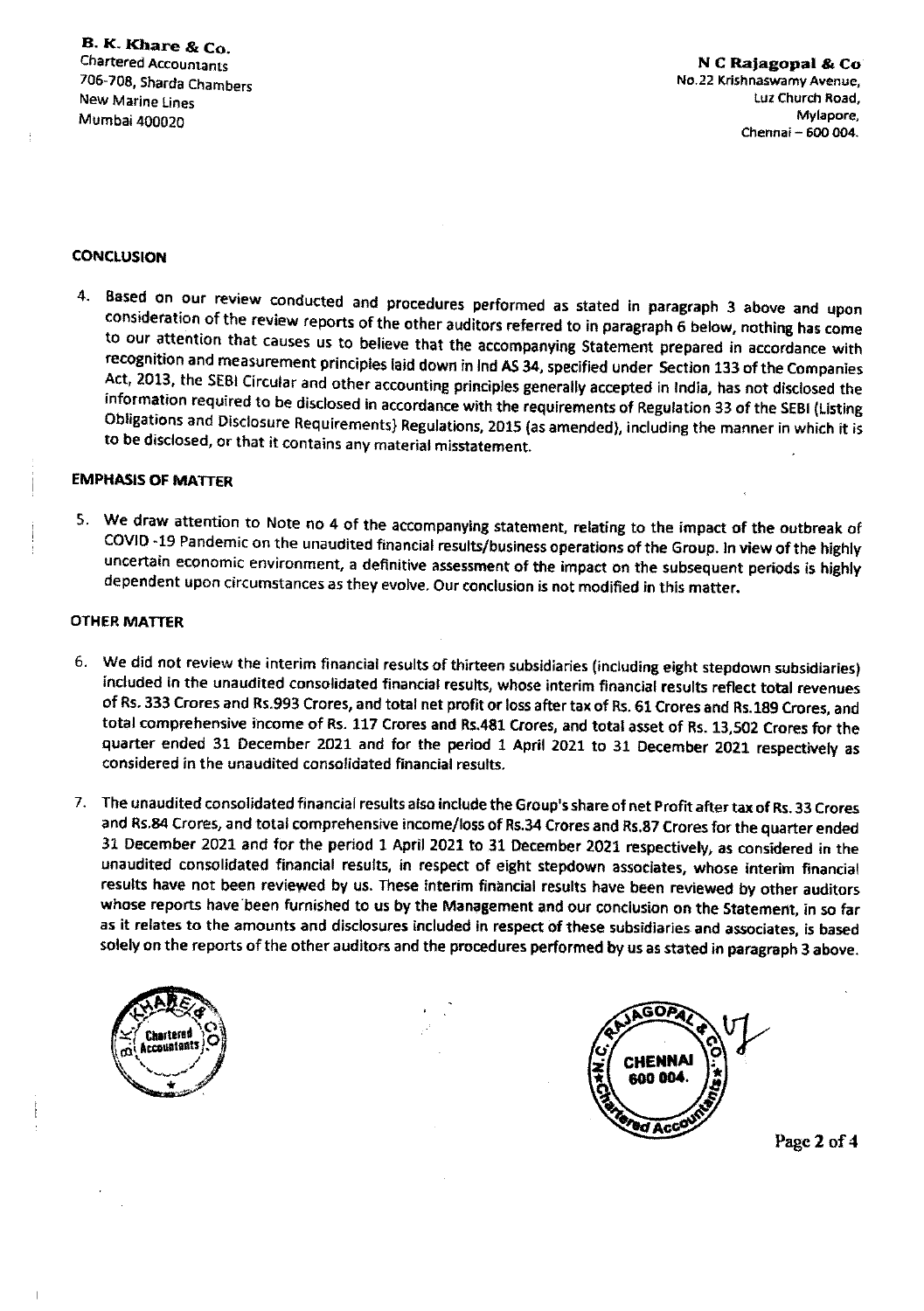**B. K. Khare & Co.**
Chartered Accountants
706-708, Sharda Chambers
New Marine Lines
Mumbai 400020

**N C Rajagopal & Co**
No.22 Krishnaswamy Avenue,
Luz Church Road,
Mylapore,
Chennai – 600 004.

## CONCLUSION

4. Based on our review conducted and procedures performed as stated in paragraph 3 above and upon consideration of the review reports of the other auditors referred to in paragraph 6 below, nothing has come to our attention that causes us to believe that the accompanying Statement prepared in accordance with recognition and measurement principles laid down in Ind AS 34, specified under Section 133 of the Companies Act, 2013, the SEBI Circular and other accounting principles generally accepted in India, has not disclosed the information required to be disclosed in accordance with the requirements of Regulation 33 of the SEBI (Listing Obligations and Disclosure Requirements) Regulations, 2015 (as amended), including the manner in which it is to be disclosed, or that it contains any material misstatement.

## EMPHASIS OF MATTER

5. We draw attention to Note no 4 of the accompanying statement, relating to the impact of the outbreak of COVID -19 Pandemic on the unaudited financial results/business operations of the Group. In view of the highly uncertain economic environment, a definitive assessment of the impact on the subsequent periods is highly dependent upon circumstances as they evolve. Our conclusion is not modified in this matter.

## OTHER MATTER

6. We did not review the interim financial results of thirteen subsidiaries (including eight stepdown subsidiaries) included in the unaudited consolidated financial results, whose interim financial results reflect total revenues of Rs. 333 Crores and Rs.993 Crores, and total net profit or loss after tax of Rs. 61 Crores and Rs.189 Crores, and total comprehensive income of Rs. 117 Crores and Rs.481 Crores, and total asset of Rs. 13,502 Crores for the quarter ended 31 December 2021 and for the period 1 April 2021 to 31 December 2021 respectively as considered in the unaudited consolidated financial results.

7. The unaudited consolidated financial results also include the Group's share of net Profit after tax of Rs. 33 Crores and Rs.84 Crores, and total comprehensive income/loss of Rs.34 Crores and Rs.87 Crores for the quarter ended 31 December 2021 and for the period 1 April 2021 to 31 December 2021 respectively, as considered in the unaudited consolidated financial results, in respect of eight stepdown associates, whose interim financial results have not been reviewed by us. These interim financial results have been reviewed by other auditors whose reports have been furnished to us by the Management and our conclusion on the Statement, in so far as it relates to the amounts and disclosures included in respect of these subsidiaries and associates, is based solely on the reports of the other auditors and the procedures performed by us as stated in paragraph 3 above.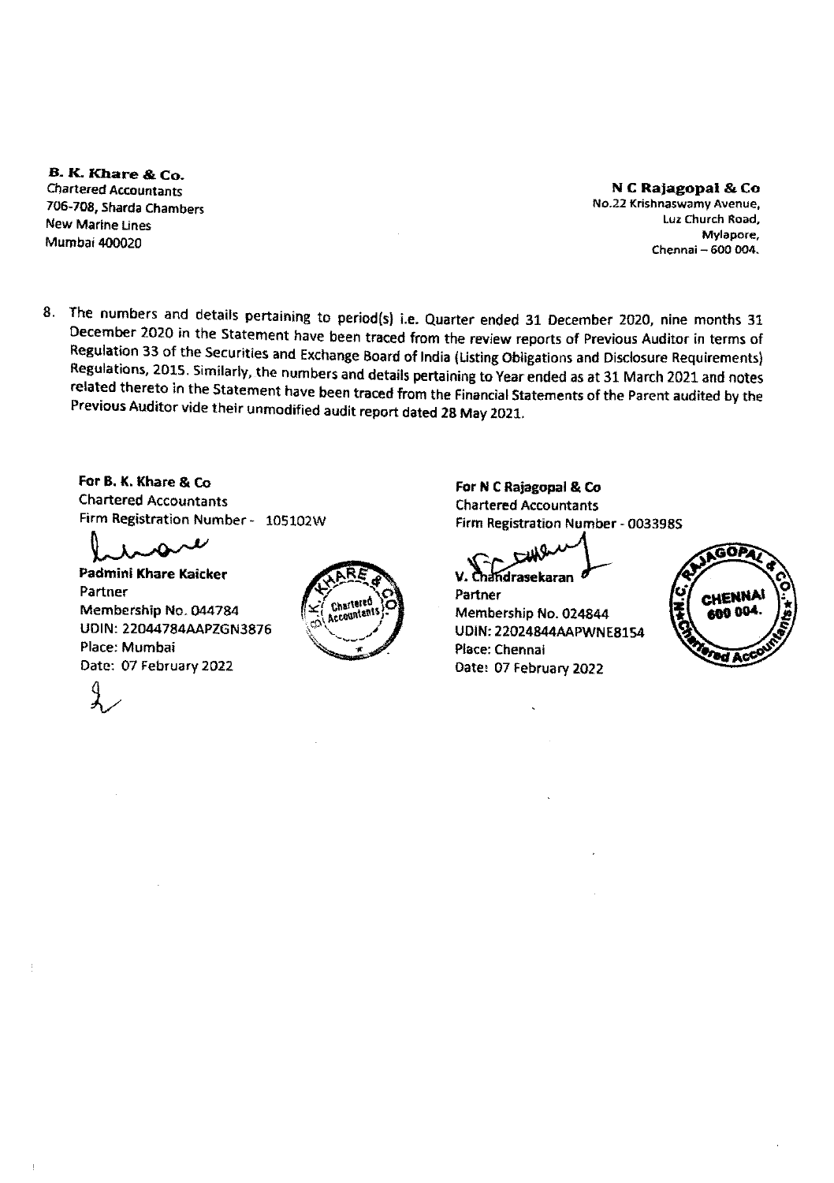**B. K. Khare & Co.**
Chartered Accountants
706-708, Sharda Chambers
New Marine Lines
Mumbai 400020

**N C Rajagopal & Co**
No.22 Krishnaswamy Avenue,
Luz Church Road,
Mylapore,
Chennai – 600 004.

8. The numbers and details pertaining to period(s) i.e. Quarter ended 31 December 2020, nine months 31 December 2020 in the Statement have been traced from the review reports of Previous Auditor in terms of Regulation 33 of the Securities and Exchange Board of India (Listing Obligations and Disclosure Requirements) Regulations, 2015. Similarly, the numbers and details pertaining to Year ended as at 31 March 2021 and notes related thereto in the Statement have been traced from the Financial Statements of the Parent audited by the Previous Auditor vide their unmodified audit report dated 28 May 2021.

**For B. K. Khare & Co**
Chartered Accountants
Firm Registration Number - 105102W

**Padmini Khare Kaicker**
Partner
Membership No. 044784
UDIN: 22044784AAPZGN3876
Place: Mumbai
Date: 07 February 2022

**For N C Rajagopal & Co**
Chartered Accountants
Firm Registration Number - 003398S

**V. Chandrasekaran**
Partner
Membership No. 024844
UDIN: 22024844AAPWNE8154
Place: Chennai
Date: 07 February 2022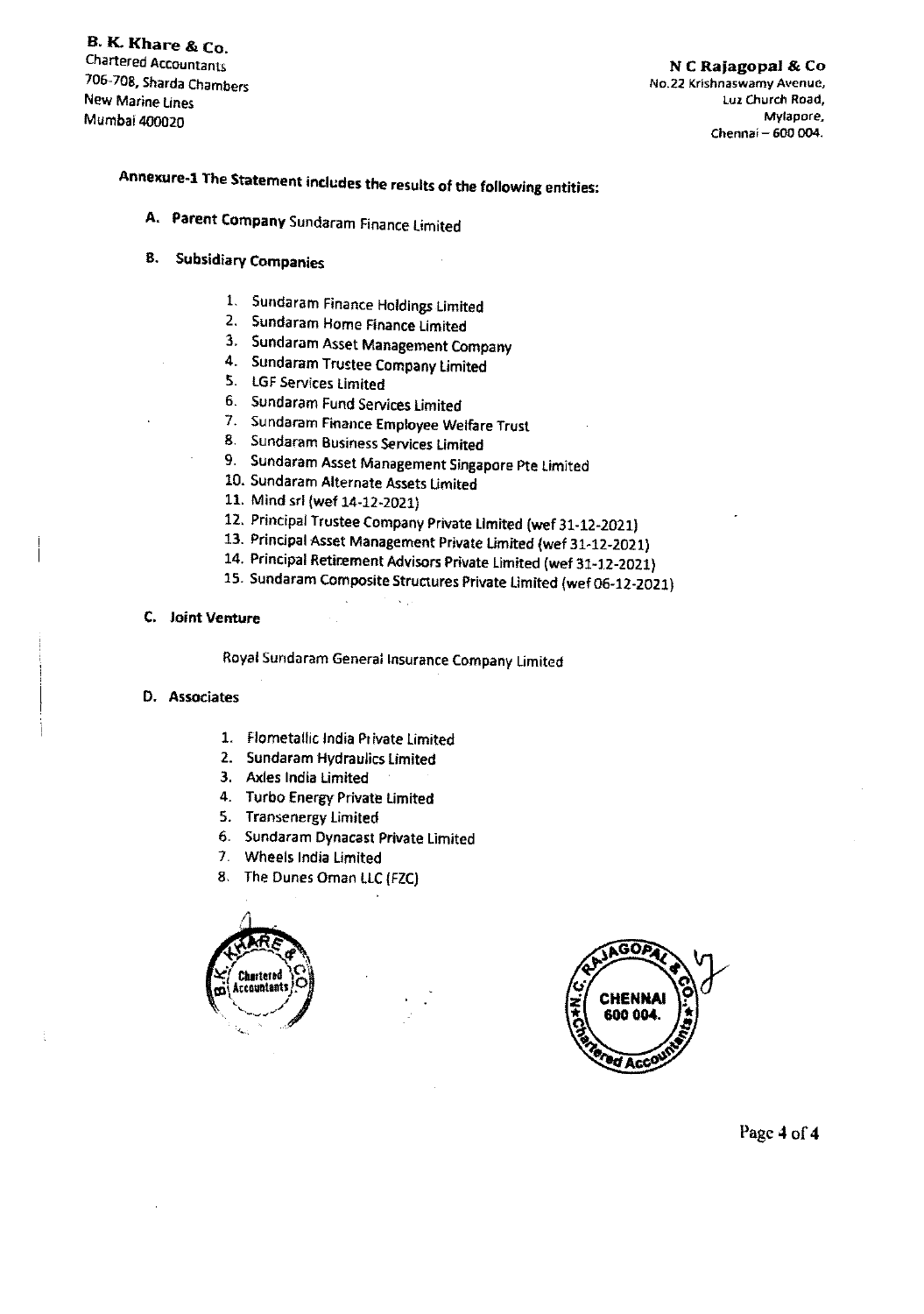B. K. Khare & Co.
Chartered Accountants
706-708, Sharda Chambers
New Marine Lines
Mumbai 400020

N C Rajagopal & Co
No.22 Krishnaswamy Avenue,
Luz Church Road,
Mylapore,
Chennai – 600 004.

## Annexure-1 The Statement includes the results of the following entities:

**A. Parent Company** Sundaram Finance Limited

**B. Subsidiary Companies**

1. Sundaram Finance Holdings Limited
2. Sundaram Home Finance Limited
3. Sundaram Asset Management Company
4. Sundaram Trustee Company Limited
5. LGF Services Limited
6. Sundaram Fund Services Limited
7. Sundaram Finance Employee Welfare Trust
8. Sundaram Business Services Limited
9. Sundaram Asset Management Singapore Pte Limited
10. Sundaram Alternate Assets Limited
11. Mind srl (wef 14-12-2021)
12. Principal Trustee Company Private Limited (wef 31-12-2021)
13. Principal Asset Management Private Limited (wef 31-12-2021)
14. Principal Retirement Advisors Private Limited (wef 31-12-2021)
15. Sundaram Composite Structures Private Limited (wef 06-12-2021)

**C. Joint Venture**

Royal Sundaram General Insurance Company Limited

**D. Associates**

1. Flometallic India Private Limited
2. Sundaram Hydraulics Limited
3. Axles India Limited
4. Turbo Energy Private Limited
5. Transenergy Limited
6. Sundaram Dynacast Private Limited
7. Wheels India Limited
8. The Dunes Oman LLC (FZC)